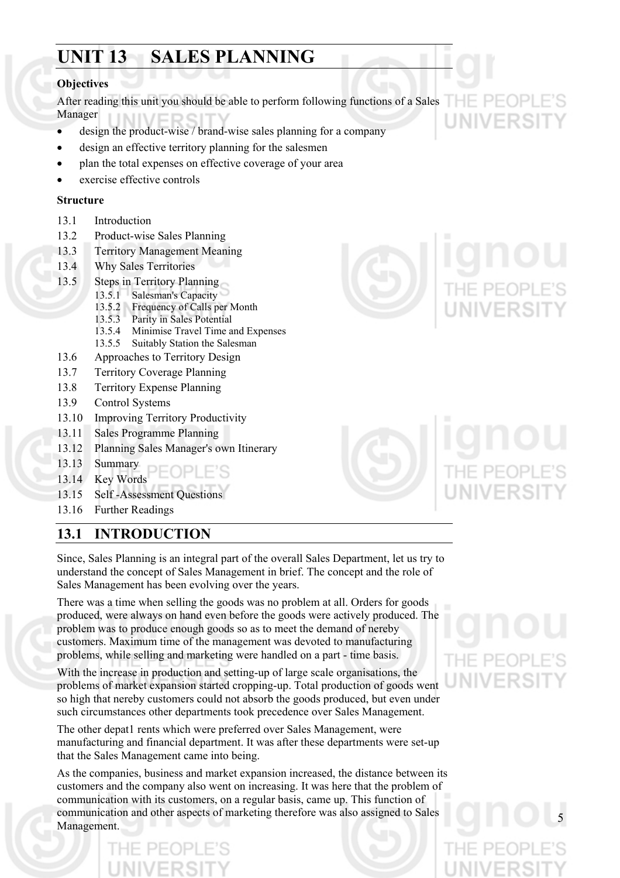# UNIT 13 SALES PLANNING

**Objectives**

After reading this unit you should be able to perform following functions of a Sales Manager

- design the product-wise / brand-wise sales planning for a company
- design an effective territory planning for the salesmen
- plan the total expenses on effective coverage of your area
- exercise effective controls

**Structure**

13.1 Introduction
13.2 Product-wise Sales Planning
13.3 Territory Management Meaning
13.4 Why Sales Territories
13.5 Steps in Territory Planning
  13.5.1 Salesman's Capacity
  13.5.2 Frequency of Calls per Month
  13.5.3 Parity in Sales Potential
  13.5.4 Minimise Travel Time and Expenses
  13.5.5 Suitably Station the Salesman
13.6 Approaches to Territory Design
13.7 Territory Coverage Planning
13.8 Territory Expense Planning
13.9 Control Systems
13.10 Improving Territory Productivity
13.11 Sales Programme Planning
13.12 Planning Sales Manager's own Itinerary
13.13 Summary
13.14 Key Words
13.15 Self -Assessment Questions
13.16 Further Readings

## 13.1 INTRODUCTION

Since, Sales Planning is an integral part of the overall Sales Department, let us try to understand the concept of Sales Management in brief. The concept and the role of Sales Management has been evolving over the years.

There was a time when selling the goods was no problem at all. Orders for goods produced, were always on hand even before the goods were actively produced. The problem was to produce enough goods so as to meet the demand of nereby customers. Maximum time of the management was devoted to manufacturing problems, while selling and marketing were handled on a part - time basis.

With the increase in production and setting-up of large scale organisations, the problems of market expansion started cropping-up. Total production of goods went so high that nereby customers could not absorb the goods produced, but even under such circumstances other departments took precedence over Sales Management.

The other depat1 rents which were preferred over Sales Management, were manufacturing and financial department. It was after these departments were set-up that the Sales Management came into being.

As the companies, business and market expansion increased, the distance between its customers and the company also went on increasing. It was here that the problem of communication with its customers, on a regular basis, came up. This function of communication and other aspects of marketing therefore was also assigned to Sales Management.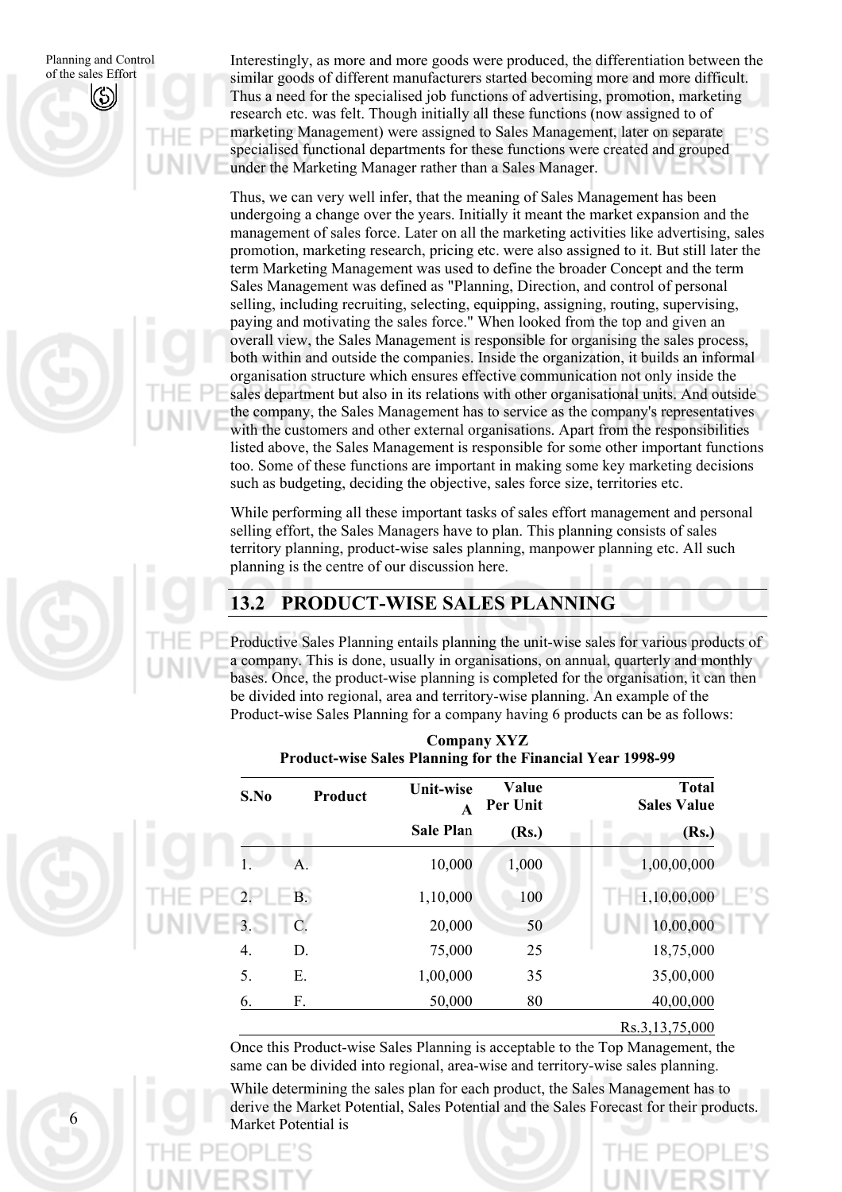Interestingly, as more and more goods were produced, the differentiation between the similar goods of different manufacturers started becoming more and more difficult. Thus a need for the specialised job functions of advertising, promotion, marketing research etc. was felt. Though initially all these functions (now assigned to of marketing Management) were assigned to Sales Management, later on separate specialised functional departments for these functions were created and grouped under the Marketing Manager rather than a Sales Manager.

Thus, we can very well infer, that the meaning of Sales Management has been undergoing a change over the years. Initially it meant the market expansion and the management of sales force. Later on all the marketing activities like advertising, sales promotion, marketing research, pricing etc. were also assigned to it. But still later the term Marketing Management was used to define the broader Concept and the term Sales Management was defined as "Planning, Direction, and control of personal selling, including recruiting, selecting, equipping, assigning, routing, supervising, paying and motivating the sales force." When looked from the top and given an overall view, the Sales Management is responsible for organising the sales process, both within and outside the companies. Inside the organization, it builds an informal organisation structure which ensures effective communication not only inside the sales department but also in its relations with other organisational units. And outside the company, the Sales Management has to service as the company's representatives with the customers and other external organisations. Apart from the responsibilities listed above, the Sales Management is responsible for some other important functions too. Some of these functions are important in making some key marketing decisions such as budgeting, deciding the objective, sales force size, territories etc.

While performing all these important tasks of sales effort management and personal selling effort, the Sales Managers have to plan. This planning consists of sales territory planning, product-wise sales planning, manpower planning etc. All such planning is the centre of our discussion here.

## 13.2 PRODUCT-WISE SALES PLANNING

Productive Sales Planning entails planning the unit-wise sales for various products of a company. This is done, usually in organisations, on annual, quarterly and monthly bases. Once, the product-wise planning is completed for the organisation, it can then be divided into regional, area and territory-wise planning. An example of the Product-wise Sales Planning for a company having 6 products can be as follows:

**Company XYZ**
**Product-wise Sales Planning for the Financial Year 1998-99**

| S.No | Product | Unit-wise A Sale Plan | Value Per Unit (Rs.) | Total Sales Value (Rs.) |
|---|---|---|---|---|
| 1. | A. | 10,000 | 1,000 | 1,00,00,000 |
| 2. | B. | 1,10,000 | 100 | 1,10,00,000 |
| 3. | C. | 20,000 | 50 | 10,00,000 |
| 4. | D. | 75,000 | 25 | 18,75,000 |
| 5. | E. | 1,00,000 | 35 | 35,00,000 |
| 6. | F. | 50,000 | 80 | 40,00,000 |
| | | | | Rs.3,13,75,000 |

Once this Product-wise Sales Planning is acceptable to the Top Management, the same can be divided into regional, area-wise and territory-wise sales planning.

While determining the sales plan for each product, the Sales Management has to derive the Market Potential, Sales Potential and the Sales Forecast for their products. Market Potential is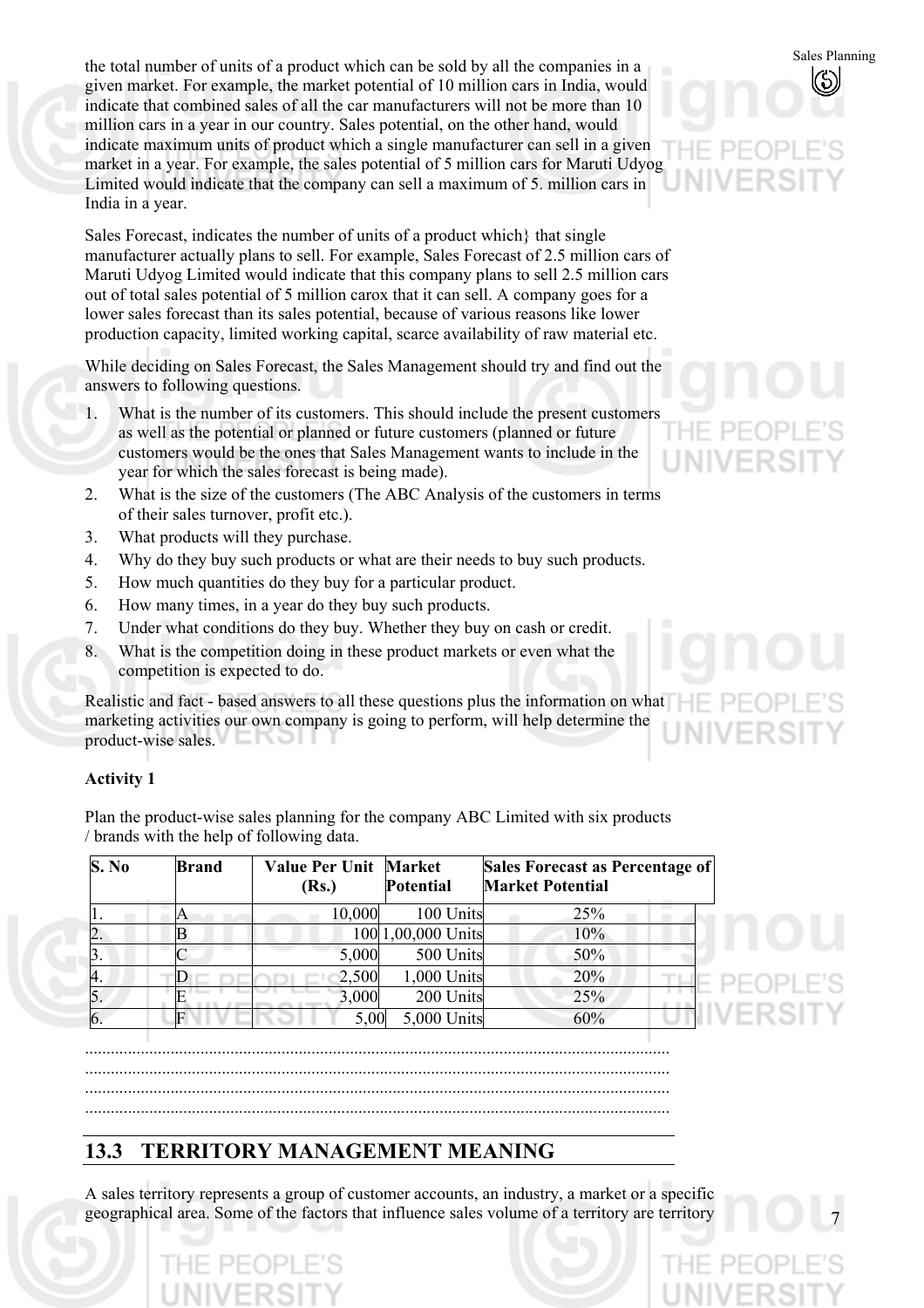the total number of units of a product which can be sold by all the companies in a given market. For example, the market potential of 10 million cars in India, would indicate that combined sales of all the car manufacturers will not be more than 10 million cars in a year in our country. Sales potential, on the other hand, would indicate maximum units of product which a single manufacturer can sell in a given market in a year. For example, the sales potential of 5 million cars for Maruti Udyog Limited would indicate that the company can sell a maximum of 5. million cars in India in a year.

Sales Forecast, indicates the number of units of a product which} that single manufacturer actually plans to sell. For example, Sales Forecast of 2.5 million cars of Maruti Udyog Limited would indicate that this company plans to sell 2.5 million cars out of total sales potential of 5 million carox that it can sell. A company goes for a lower sales forecast than its sales potential, because of various reasons like lower production capacity, limited working capital, scarce availability of raw material etc.

While deciding on Sales Forecast, the Sales Management should try and find out the answers to following questions.

1. What is the number of its customers. This should include the present customers as well as the potential or planned or future customers (planned or future customers would be the ones that Sales Management wants to include in the year for which the sales forecast is being made).
2. What is the size of the customers (The ABC Analysis of the customers in terms of their sales turnover, profit etc.).
3. What products will they purchase.
4. Why do they buy such products or what are their needs to buy such products.
5. How much quantities do they buy for a particular product.
6. How many times, in a year do they buy such products.
7. Under what conditions do they buy. Whether they buy on cash or credit.
8. What is the competition doing in these product markets or even what the competition is expected to do.

Realistic and fact - based answers to all these questions plus the information on what marketing activities our own company is going to perform, will help determine the product-wise sales.

**Activity 1**

Plan the product-wise sales planning for the company ABC Limited with six products / brands with the help of following data.

| S. No | Brand | Value Per Unit (Rs.) | Market Potential | Sales Forecast as Percentage of Market Potential |
|---|---|---|---|---|
| 1. | A | 10,000 | 100 Units | 25% |
| 2. | B | 100 | 1,00,000 Units | 10% |
| 3. | C | 5,000 | 500 Units | 50% |
| 4. | D | 2,500 | 1,000 Units | 20% |
| 5. | E | 3,000 | 200 Units | 25% |
| 6. | F | 5,00 | 5,000 Units | 60% |

.......................................................................................................................

.......................................................................................................................

.......................................................................................................................

.......................................................................................................................

## 13.3 TERRITORY MANAGEMENT MEANING

A sales territory represents a group of customer accounts, an industry, a market or a specific geographical area. Some of the factors that influence sales volume of a territory are territory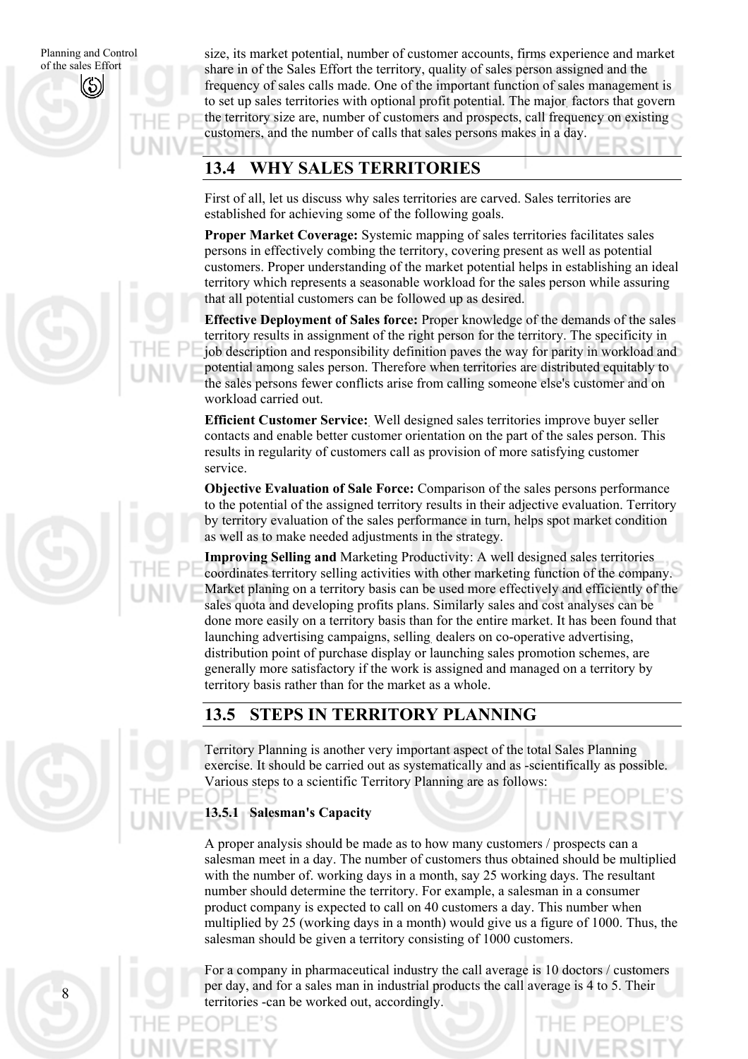size, its market potential, number of customer accounts, firms experience and market share in of the Sales Effort the territory, quality of sales person assigned and the frequency of sales calls made. One of the important function of sales management is to set up sales territories with optional profit potential. The major factors that govern the territory size are, number of customers and prospects, call frequency on existing customers, and the number of calls that sales persons makes in a day.

## 13.4 WHY SALES TERRITORIES

First of all, let us discuss why sales territories are carved. Sales territories are established for achieving some of the following goals.

**Proper Market Coverage:** Systemic mapping of sales territories facilitates sales persons in effectively combing the territory, covering present as well as potential customers. Proper understanding of the market potential helps in establishing an ideal territory which represents a seasonable workload for the sales person while assuring that all potential customers can be followed up as desired.

**Effective Deployment of Sales force:** Proper knowledge of the demands of the sales territory results in assignment of the right person for the territory. The specificity in job description and responsibility definition paves the way for parity in workload and potential among sales person. Therefore when territories are distributed equitably to the sales persons fewer conflicts arise from calling someone else's customer and on workload carried out.

**Efficient Customer Service:** Well designed sales territories improve buyer seller contacts and enable better customer orientation on the part of the sales person. This results in regularity of customers call as provision of more satisfying customer service.

**Objective Evaluation of Sale Force:** Comparison of the sales persons performance to the potential of the assigned territory results in their adjective evaluation. Territory by territory evaluation of the sales performance in turn, helps spot market condition as well as to make needed adjustments in the strategy.

**Improving Selling and** Marketing Productivity: A well designed sales territories coordinates territory selling activities with other marketing function of the company. Market planing on a territory basis can be used more effectively and efficiently of the sales quota and developing profits plans. Similarly sales and cost analyses can be done more easily on a territory basis than for the entire market. It has been found that launching advertising campaigns, selling dealers on co-operative advertising, distribution point of purchase display or launching sales promotion schemes, are generally more satisfactory if the work is assigned and managed on a territory by territory basis rather than for the market as a whole.

## 13.5 STEPS IN TERRITORY PLANNING

Territory Planning is another very important aspect of the total Sales Planning exercise. It should be carried out as systematically and as -scientifically as possible. Various steps to a scientific Territory Planning are as follows:

### 13.5.1 Salesman's Capacity

A proper analysis should be made as to how many customers / prospects can a salesman meet in a day. The number of customers thus obtained should be multiplied with the number of. working days in a month, say 25 working days. The resultant number should determine the territory. For example, a salesman in a consumer product company is expected to call on 40 customers a day. This number when multiplied by 25 (working days in a month) would give us a figure of 1000. Thus, the salesman should be given a territory consisting of 1000 customers.

For a company in pharmaceutical industry the call average is 10 doctors / customers per day, and for a sales man in industrial products the call average is 4 to 5. Their territories -can be worked out, accordingly.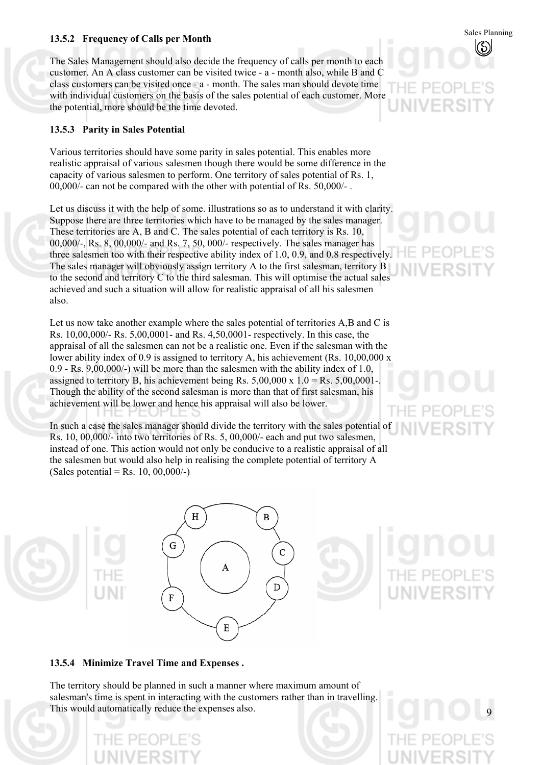### 13.5.2 Frequency of Calls per Month

The Sales Management should also decide the frequency of calls per month to each customer. An A class customer can be visited twice - a - month also, while B and C class customers can be visited once - a - month. The sales man should devote time with individual customers on the basis of the sales potential of each customer. More the potential, more should be the time devoted.

### 13.5.3 Parity in Sales Potential

Various territories should have some parity in sales potential. This enables more realistic appraisal of various salesmen though there would be some difference in the capacity of various salesmen to perform. One territory of sales potential of Rs. 1, 00,000/- can not be compared with the other with potential of Rs. 50,000/- .

Let us discuss it with the help of some. illustrations so as to understand it with clarity. Suppose there are three territories which have to be managed by the sales manager. These territories are A, B and C. The sales potential of each territory is Rs. 10, 00,000/-, Rs. 8, 00,000/- and Rs. 7, 50, 000/- respectively. The sales manager has three salesmen too with their respective ability index of 1.0, 0.9, and 0.8 respectively. The sales manager will obviously assign territory A to the first salesman, territory B to the second and territory C to the third salesman. This will optimise the actual sales achieved and such a situation will allow for realistic appraisal of all his salesmen also.

Let us now take another example where the sales potential of territories A,B and C is Rs. 10,00,000/- Rs. 5,00,0001- and Rs. 4,50,0001- respectively. In this case, the appraisal of all the salesmen can not be a realistic one. Even if the salesman with the lower ability index of 0.9 is assigned to territory A, his achievement (Rs. 10,00,000 x 0.9 - Rs. 9,00,000/-) will be more than the salesmen with the ability index of 1.0, assigned to territory B, his achievement being Rs. 5,00,000 x 1.0 = Rs. 5,00,0001-. Though the ability of the second salesman is more than that of first salesman, his achievement will be lower and hence his appraisal will also be lower.

In such a case the sales manager should divide the territory with the sales potential of Rs. 10, 00,000/- into two territories of Rs. 5, 00,000/- each and put two salesmen, instead of one. This action would not only be conducive to a realistic appraisal of all the salesmen but would also help in realising the complete potential of territory A (Sales potential = Rs. 10, 00,000/-)

### 13.5.4 Minimize Travel Time and Expenses .

The territory should be planned in such a manner where maximum amount of salesman's time is spent in interacting with the customers rather than in travelling. This would automatically reduce the expenses also.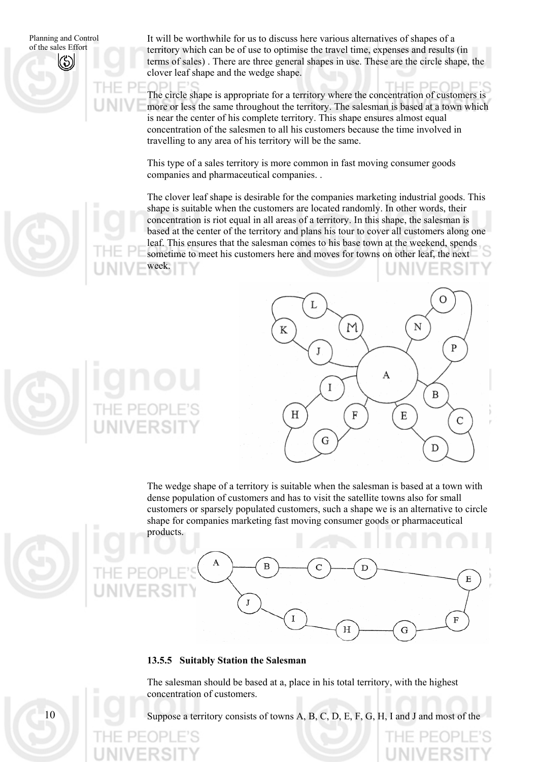It will be worthwhile for us to discuss here various alternatives of shapes of a territory which can be of use to optimise the travel time, expenses and results (in terms of sales) . There are three general shapes in use. These are the circle shape, the clover leaf shape and the wedge shape.

The circle shape is appropriate for a territory where the concentration of customers is more or less the same throughout the territory. The salesman is based at a town which is near the center of his complete territory. This shape ensures almost equal concentration of the salesmen to all his customers because the time involved in travelling to any area of his territory will be the same.

This type of a sales territory is more common in fast moving consumer goods companies and pharmaceutical companies. .

The clover leaf shape is desirable for the companies marketing industrial goods. This shape is suitable when the customers are located randomly. In other words, their concentration is riot equal in all areas of a territory. In this shape, the salesman is based at the center of the territory and plans his tour to cover all customers along one leaf. This ensures that the salesman comes to his base town at the weekend, spends sometime to meet his customers here and moves for towns on other leaf, the next week.

The wedge shape of a territory is suitable when the salesman is based at a town with dense population of customers and has to visit the satellite towns also for small customers or sparsely populated customers, such a shape we is an alternative to circle shape for companies marketing fast moving consumer goods or pharmaceutical products.

### 13.5.5 Suitably Station the Salesman

The salesman should be based at a, place in his total territory, with the highest concentration of customers.

Suppose a territory consists of towns A, B, C, D, E, F, G, H, I and J and most of the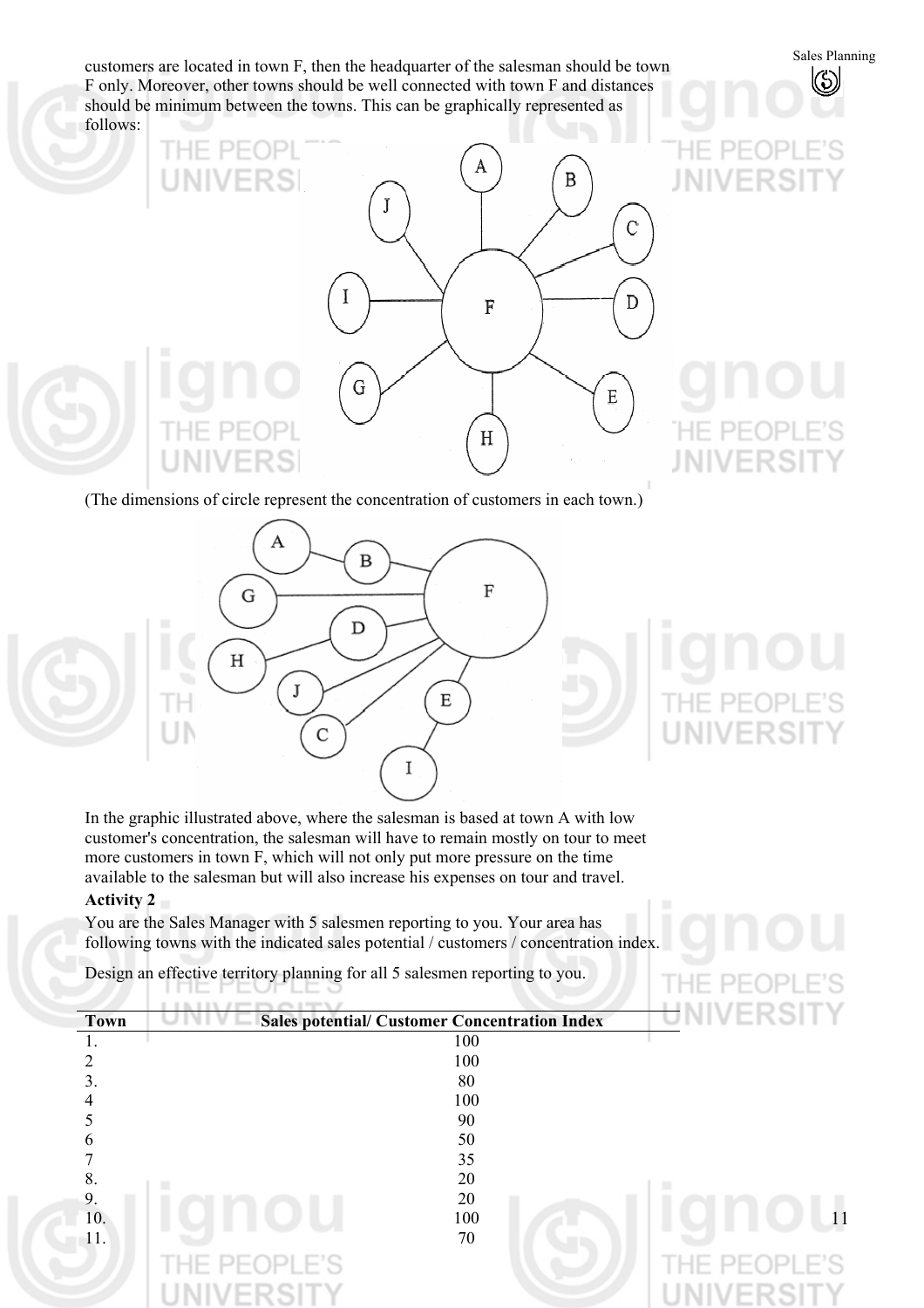customers are located in town F, then the headquarter of the salesman should be town F only. Moreover, other towns should be well connected with town F and distances should be minimum between the towns. This can be graphically represented as follows:

(The dimensions of circle represent the concentration of customers in each town.)

In the graphic illustrated above, where the salesman is based at town A with low customer's concentration, the salesman will have to remain mostly on tour to meet more customers in town F, which will not only put more pressure on the time available to the salesman but will also increase his expenses on tour and travel.

**Activity 2**

You are the Sales Manager with 5 salesmen reporting to you. Your area has following towns with the indicated sales potential / customers / concentration index.

Design an effective territory planning for all 5 salesmen reporting to you.

| Town | Sales potential/ Customer Concentration Index |
|---|---|
| 1. | 100 |
| 2 | 100 |
| 3. | 80 |
| 4 | 100 |
| 5 | 90 |
| 6 | 50 |
| 7 | 35 |
| 8. | 20 |
| 9. | 20 |
| 10. | 100 |
| 11. | 70 |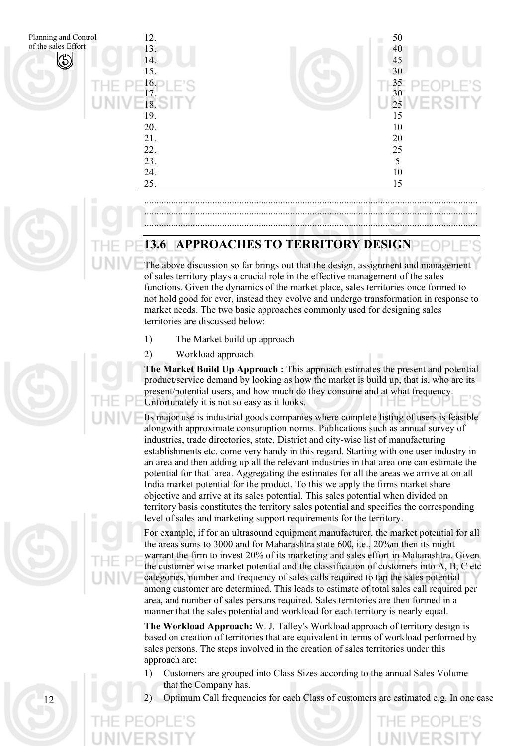| | |
|---|---|
| 12. | 50 |
| 13. | 40 |
| 14. | 45 |
| 15. | 30 |
| 16. | 35 |
| 17. | 30 |
| 18. | 25 |
| 19. | 15 |
| 20. | 10 |
| 21. | 20 |
| 22. | 25 |
| 23. | 5 |
| 24. | 10 |
| 25. | 15 |

.......................................................................................................................................
.......................................................................................................................................
.......................................................................................................................................

## 13.6 APPROACHES TO TERRITORY DESIGN

The above discussion so far brings out that the design, assignment and management of sales territory plays a crucial role in the effective management of the sales functions. Given the dynamics of the market place, sales territories once formed to not hold good for ever, instead they evolve and undergo transformation in response to market needs. The two basic approaches commonly used for designing sales territories are discussed below:

1) The Market build up approach
2) Workload approach

**The Market Build Up Approach :** This approach estimates the present and potential product/service demand by looking as how the market is build up, that is, who are its present/potential users, and how much do they consume and at what frequency. Unfortunately it is not so easy as it looks.

Its major use is industrial goods companies where complete listing of users is feasible alongwith approximate consumption norms. Publications such as annual survey of industries, trade directories, state, District and city-wise list of manufacturing establishments etc. come very handy in this regard. Starting with one user industry in an area and then adding up all the relevant industries in that area one can estimate the potential for that `area. Aggregating the estimates for all the areas we arrive at on all India market potential for the product. To this we apply the firms market share objective and arrive at its sales potential. This sales potential when divided on territory basis constitutes the territory sales potential and specifies the corresponding level of sales and marketing support requirements for the territory.

For example, if for an ultrasound equipment manufacturer, the market potential for all the areas sums to 3000 and for Maharashtra state 600, i.e., 20%m then its might warrant the firm to invest 20% of its marketing and sales effort in Maharashtra. Given the customer wise market potential and the classification of customers into A, B, C etc categories, number and frequency of sales calls required to tap the sales potential among customer are determined. This leads to estimate of total sales call required per area, and number of sales persons required. Sales territories are then formed in a manner that the sales potential and workload for each territory is nearly equal.

**The Workload Approach:** W. J. Talley's Workload approach of territory design is based on creation of territories that are equivalent in terms of workload performed by sales persons. The steps involved in the creation of sales territories under this approach are:

1) Customers are grouped into Class Sizes according to the annual Sales Volume that the Company has.
2) Optimum Call frequencies for each Class of customers are estimated e.g. In one case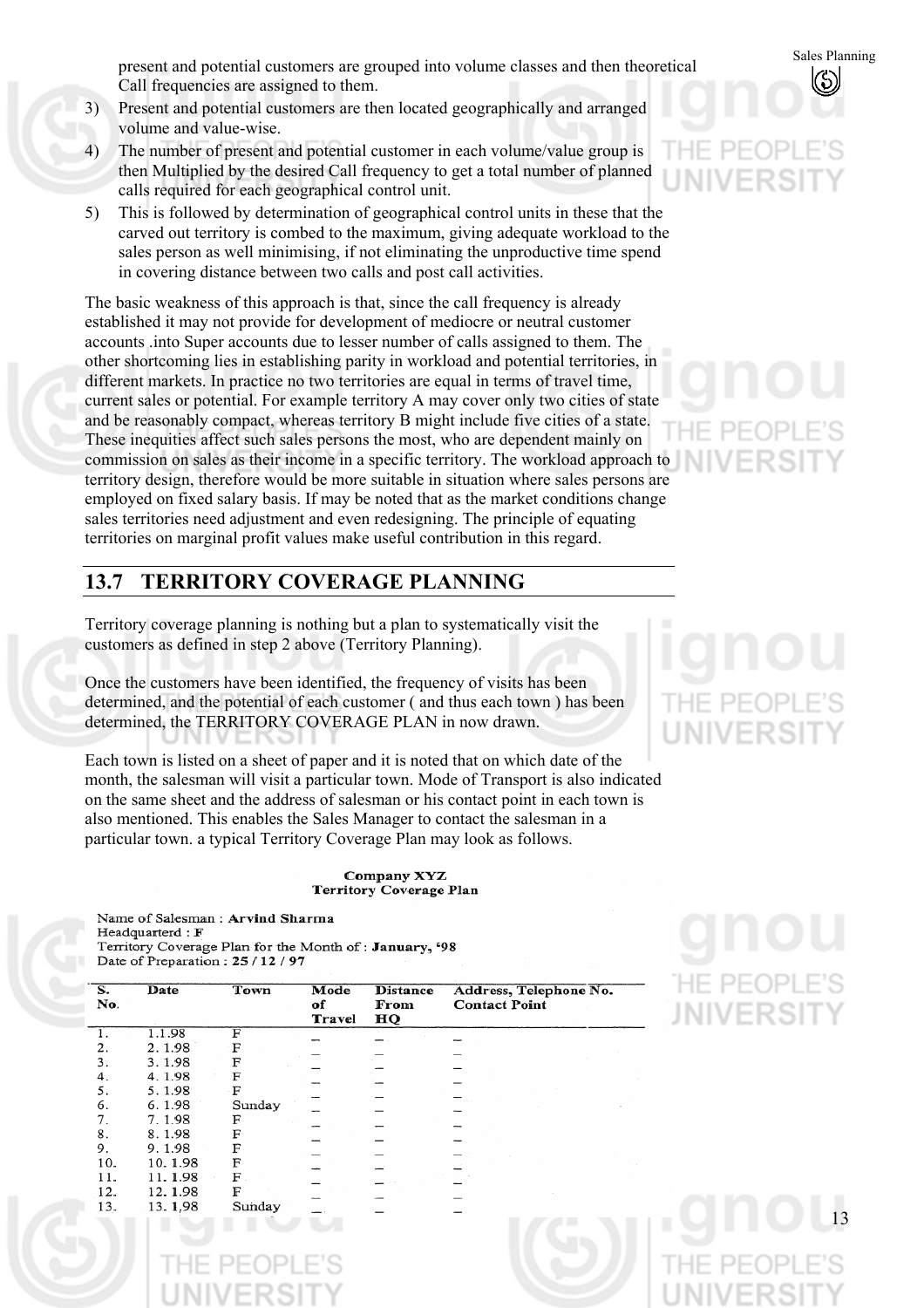present and potential customers are grouped into volume classes and then theoretical Call frequencies are assigned to them.

3) Present and potential customers are then located geographically and arranged volume and value-wise.
4) The number of present and potential customer in each volume/value group is then Multiplied by the desired Call frequency to get a total number of planned calls required for each geographical control unit.
5) This is followed by determination of geographical control units in these that the carved out territory is combed to the maximum, giving adequate workload to the sales person as well minimising, if not eliminating the unproductive time spend in covering distance between two calls and post call activities.

The basic weakness of this approach is that, since the call frequency is already established it may not provide for development of mediocre or neutral customer accounts .into Super accounts due to lesser number of calls assigned to them. The other shortcoming lies in establishing parity in workload and potential territories, in different markets. In practice no two territories are equal in terms of travel time, current sales or potential. For example territory A may cover only two cities of state and be reasonably compact, whereas territory B might include five cities of a state. These inequities affect such sales persons the most, who are dependent mainly on commission on sales as their income in a specific territory. The workload approach to territory design, therefore would be more suitable in situation where sales persons are employed on fixed salary basis. If may be noted that as the market conditions change sales territories need adjustment and even redesigning. The principle of equating territories on marginal profit values make useful contribution in this regard.

## 13.7 TERRITORY COVERAGE PLANNING

Territory coverage planning is nothing but a plan to systematically visit the customers as defined in step 2 above (Territory Planning).

Once the customers have been identified, the frequency of visits has been determined, and the potential of each customer ( and thus each town ) has been determined, the TERRITORY COVERAGE PLAN in now drawn.

Each town is listed on a sheet of paper and it is noted that on which date of the month, the salesman will visit a particular town. Mode of Transport is also indicated on the same sheet and the address of salesman or his contact point in each town is also mentioned. This enables the Sales Manager to contact the salesman in a particular town. a typical Territory Coverage Plan may look as follows.

**Company XYZ**
**Territory Coverage Plan**

Name of Salesman : **Arvind Sharma**
Headquarterd : **F**
Territory Coverage Plan for the Month of : **January, '98**
Date of Preparation : **25 / 12 / 97**

| S. No. | Date | Town | Mode of Travel | Distance From HQ | Address, Telephone No. Contact Point |
|---|---|---|---|---|---|
| 1. | 1.1.98 | F | – | – | – |
| 2. | 2. 1.98 | F | – | – | – |
| 3. | 3. 1.98 | F | – | – | – |
| 4. | 4. 1.98 | F | – | – | – |
| 5. | 5. 1.98 | F | – | – | – |
| 6. | 6. 1.98 | Sunday | – | – | – |
| 7. | 7. 1.98 | F | – | – | – |
| 8. | 8. 1.98 | F | – | – | – |
| 9. | 9. 1.98 | F | – | – | – |
| 10. | 10. 1.98 | F | – | – | – |
| 11. | 11. 1.98 | F | – | – | – |
| 12. | 12. 1.98 | F | – | – | – |
| 13. | 13. 1,98 | Sunday | – | – | – |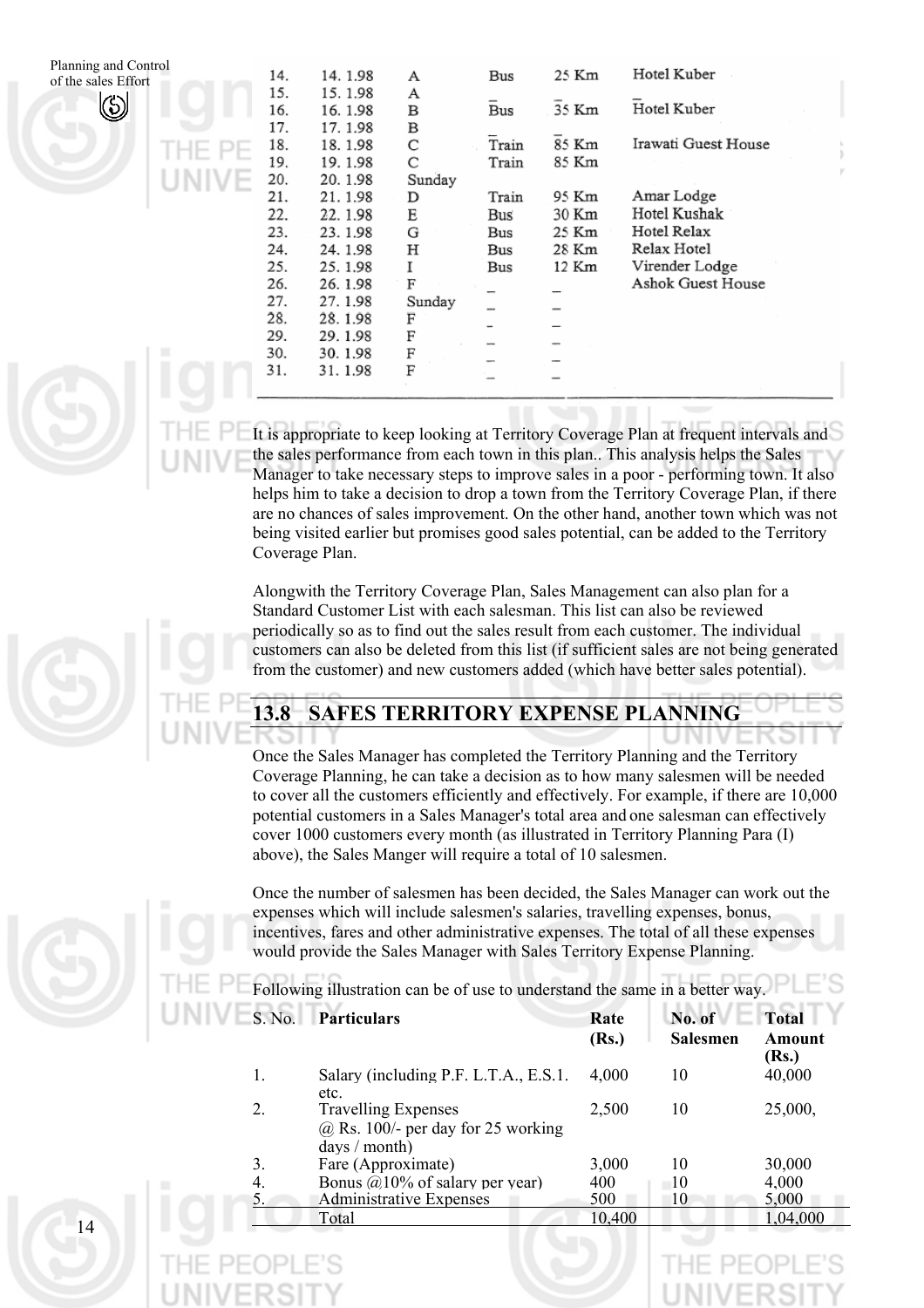| | | | | | |
|---|---|---|---|---|---|
| 14. | 14. 1.98 | A | Bus | 25 Km | Hotel Kuber |
| 15. | 15. 1.98 | A | _ | _ | _ |
| 16. | 16. 1.98 | B | Bus | 35 Km | Hotel Kuber |
| 17. | 17. 1.98 | B | _ | _ | |
| 18. | 18. 1.98 | C | Train | 85 Km | Irawati Guest House |
| 19. | 19. 1.98 | C | Train | 85 Km | |
| 20. | 20. 1.98 | Sunday | | | |
| 21. | 21. 1.98 | D | Train | 95 Km | Amar Lodge |
| 22. | 22. 1.98 | E | Bus | 30 Km | Hotel Kushak |
| 23. | 23. 1.98 | G | Bus | 25 Km | Hotel Relax |
| 24. | 24. 1.98 | H | Bus | 28 Km | Relax Hotel |
| 25. | 25. 1.98 | I | Bus | 12 Km | Virender Lodge |
| 26. | 26. 1.98 | F | _ | _ | Ashok Guest House |
| 27. | 27. 1.98 | Sunday | _ | _ | |
| 28. | 28. 1.98 | F | _ | _ | |
| 29. | 29. 1.98 | F | _ | _ | |
| 30. | 30. 1.98 | F | _ | _ | |
| 31. | 31. 1.98 | F | _ | _ | |

It is appropriate to keep looking at Territory Coverage Plan at frequent intervals and the sales performance from each town in this plan.. This analysis helps the Sales Manager to take necessary steps to improve sales in a poor - performing town. It also helps him to take a decision to drop a town from the Territory Coverage Plan, if there are no chances of sales improvement. On the other hand, another town which was not being visited earlier but promises good sales potential, can be added to the Territory Coverage Plan.

Alongwith the Territory Coverage Plan, Sales Management can also plan for a Standard Customer List with each salesman. This list can also be reviewed periodically so as to find out the sales result from each customer. The individual customers can also be deleted from this list (if sufficient sales are not being generated from the customer) and new customers added (which have better sales potential).

## 13.8 SAFES TERRITORY EXPENSE PLANNING

Once the Sales Manager has completed the Territory Planning and the Territory Coverage Planning, he can take a decision as to how many salesmen will be needed to cover all the customers efficiently and effectively. For example, if there are 10,000 potential customers in a Sales Manager's total area and one salesman can effectively cover 1000 customers every month (as illustrated in Territory Planning Para (I) above), the Sales Manger will require a total of 10 salesmen.

Once the number of salesmen has been decided, the Sales Manager can work out the expenses which will include salesmen's salaries, travelling expenses, bonus, incentives, fares and other administrative expenses. The total of all these expenses would provide the Sales Manager with Sales Territory Expense Planning.

Following illustration can be of use to understand the same in a better way.

| S. No. | **Particulars** | **Rate (Rs.)** | **No. of Salesmen** | **Total Amount (Rs.)** |
|---|---|---|---|---|
| 1. | Salary (including P.F. L.T.A., E.S.1. etc. | 4,000 | 10 | 40,000 |
| 2. | Travelling Expenses @ Rs. 100/- per day for 25 working days / month) | 2,500 | 10 | 25,000, |
| 3. | Fare (Approximate) | 3,000 | 10 | 30,000 |
| 4. | Bonus @10% of salary per year) | 400 | 10 | 4,000 |
| 5. | Administrative Expenses | 500 | 10 | 5,000 |
| | Total | 10,400 | | 1,04,000 |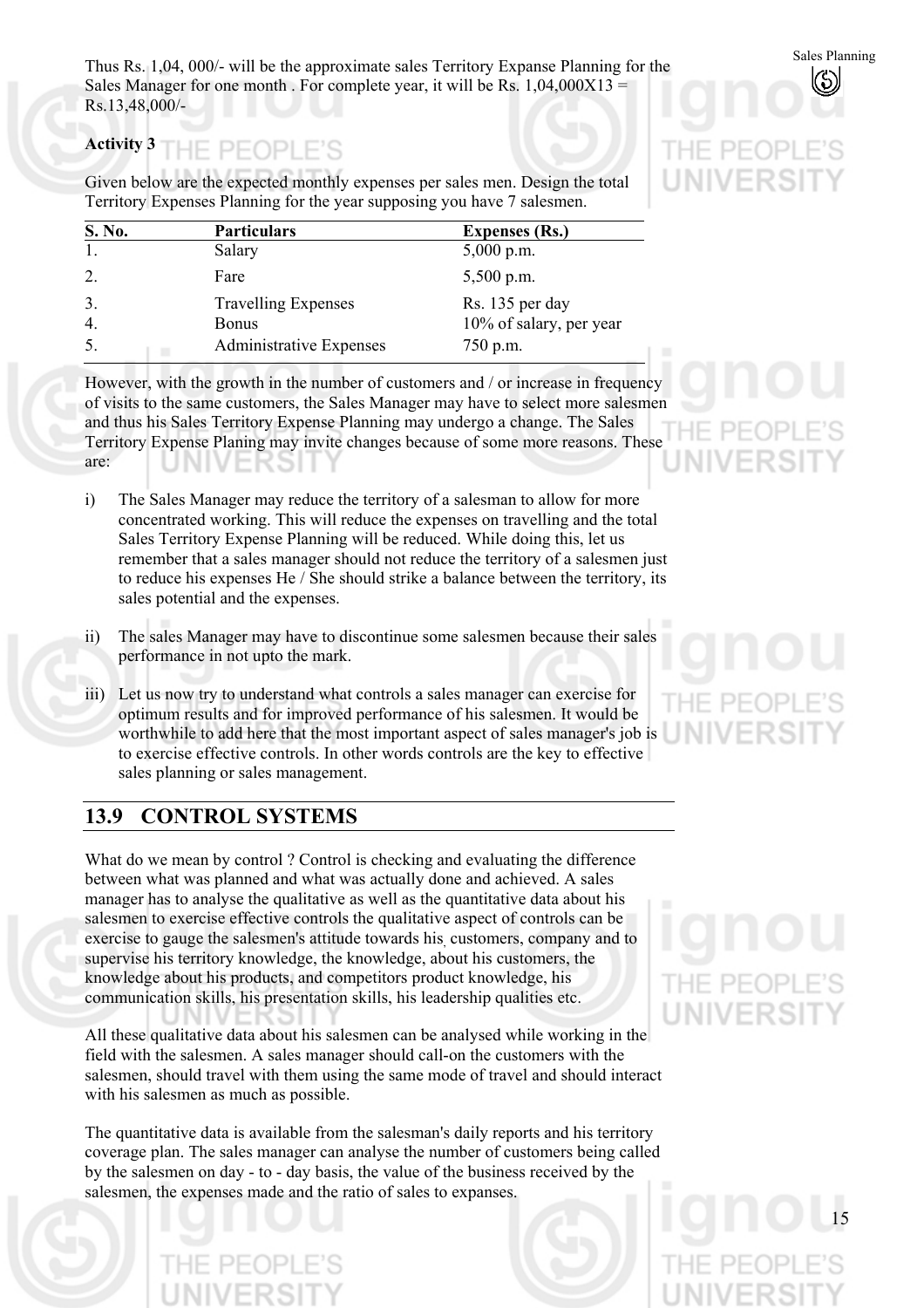Thus Rs. 1,04, 000/- will be the approximate sales Territory Expanse Planning for the Sales Manager for one month . For complete year, it will be Rs. 1,04,000X13 = Rs.13,48,000/-

**Activity 3**

Given below are the expected monthly expenses per sales men. Design the total Territory Expenses Planning for the year supposing you have 7 salesmen.

| S. No. | Particulars | Expenses (Rs.) |
|---|---|---|
| 1. | Salary | 5,000 p.m. |
| 2. | Fare | 5,500 p.m. |
| 3. | Travelling Expenses | Rs. 135 per day |
| 4. | Bonus | 10% of salary, per year |
| 5. | Administrative Expenses | 750 p.m. |

However, with the growth in the number of customers and / or increase in frequency of visits to the same customers, the Sales Manager may have to select more salesmen and thus his Sales Territory Expense Planning may undergo a change. The Sales Territory Expense Planing may invite changes because of some more reasons. These are:

i) The Sales Manager may reduce the territory of a salesman to allow for more concentrated working. This will reduce the expenses on travelling and the total Sales Territory Expense Planning will be reduced. While doing this, let us remember that a sales manager should not reduce the territory of a salesmen just to reduce his expenses He / She should strike a balance between the territory, its sales potential and the expenses.

ii) The sales Manager may have to discontinue some salesmen because their sales performance in not upto the mark.

iii) Let us now try to understand what controls a sales manager can exercise for optimum results and for improved performance of his salesmen. It would be worthwhile to add here that the most important aspect of sales manager's job is to exercise effective controls. In other words controls are the key to effective sales planning or sales management.

## 13.9 CONTROL SYSTEMS

What do we mean by control ? Control is checking and evaluating the difference between what was planned and what was actually done and achieved. A sales manager has to analyse the qualitative as well as the quantitative data about his salesmen to exercise effective controls the qualitative aspect of controls can be exercise to gauge the salesmen's attitude towards his, customers, company and to supervise his territory knowledge, the knowledge, about his customers, the knowledge about his products, and competitors product knowledge, his communication skills, his presentation skills, his leadership qualities etc.

All these qualitative data about his salesmen can be analysed while working in the field with the salesmen. A sales manager should call-on the customers with the salesmen, should travel with them using the same mode of travel and should interact with his salesmen as much as possible.

The quantitative data is available from the salesman's daily reports and his territory coverage plan. The sales manager can analyse the number of customers being called by the salesmen on day - to - day basis, the value of the business received by the salesmen, the expenses made and the ratio of sales to expanses.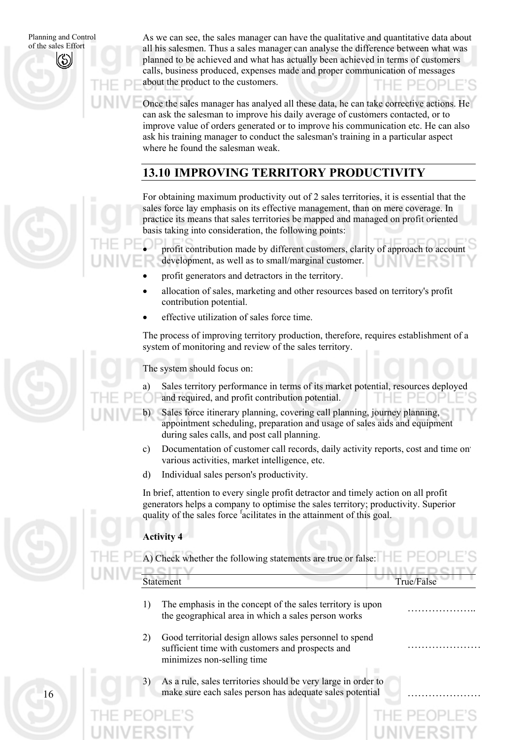As we can see, the sales manager can have the qualitative and quantitative data about all his salesmen. Thus a sales manager can analyse the difference between what was planned to be achieved and what has actually been achieved in terms of customers calls, business produced, expenses made and proper communication of messages about the product to the customers.

Once the sales manager has analyed all these data, he can take corrective actions. He can ask the salesman to improve his daily average of customers contacted, or to improve value of orders generated or to improve his communication etc. He can also ask his training manager to conduct the salesman's training in a particular aspect where he found the salesman weak.

## 13.10 IMPROVING TERRITORY PRODUCTIVITY

For obtaining maximum productivity out of 2 sales territories, it is essential that the sales force lay emphasis on its effective management, than on mere coverage. In practice its means that sales territories be mapped and managed on profit oriented basis taking into consideration, the following points:

- profit contribution made by different customers, clarity of approach to account development, as well as to small/marginal customer.
- profit generators and detractors in the territory.
- allocation of sales, marketing and other resources based on territory's profit contribution potential.
- effective utilization of sales force time.

The process of improving territory production, therefore, requires establishment of a system of monitoring and review of the sales territory.

The system should focus on:

a) Sales territory performance in terms of its market potential, resources deployed and required, and profit contribution potential.

b) Sales force itinerary planning, covering call planning, journey planning, appointment scheduling, preparation and usage of sales aids and equipment during sales calls, and post call planning.

c) Documentation of customer call records, daily activity reports, cost and time on various activities, market intelligence, etc.

d) Individual sales person's productivity.

In brief, attention to every single profit detractor and timely action on all profit generators helps a company to optimise the sales territory; productivity. Superior quality of the sales force facilitates in the attainment of this goal.

**Activity 4**

A) Check whether the following statements are true or false:

| Statement | True/False |
|---|---|
| 1) The emphasis in the concept of the sales territory is upon the geographical area in which a sales person works | ……………….. |
| 2) Good territorial design allows sales personnel to spend sufficient time with customers and prospects and minimizes non-selling time | ………………… |
| 3) As a rule, sales territories should be very large in order to make sure each sales person has adequate sales potential | ………………… |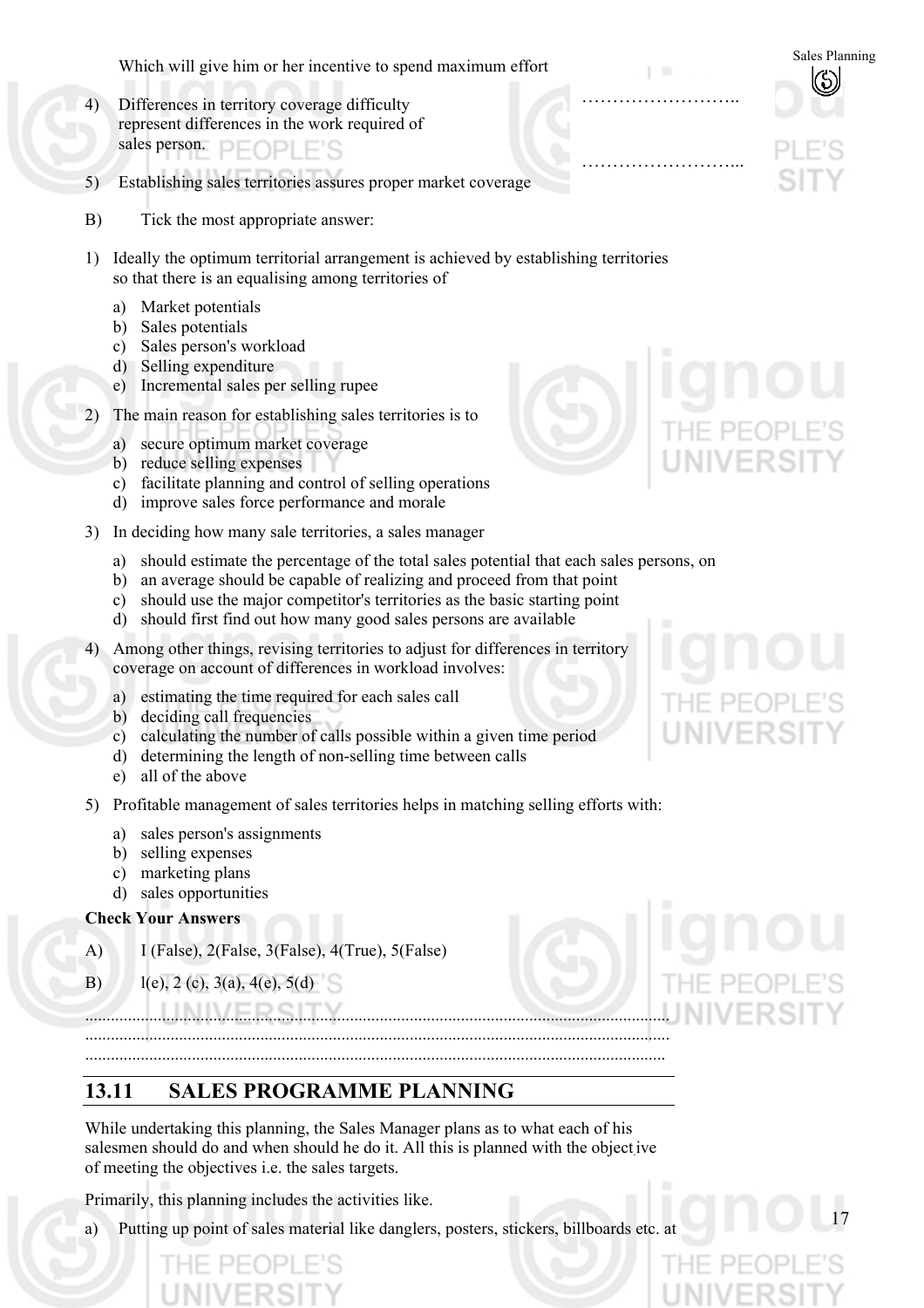Which will give him or her incentive to spend maximum effort

4) Differences in territory coverage difficulty represent differences in the work required of sales person. ……………………..

5) Establishing sales territories assures proper market coverage ……………………...

B) Tick the most appropriate answer:

1) Ideally the optimum territorial arrangement is achieved by establishing territories so that there is an equalising among territories of

   a) Market potentials
   b) Sales potentials
   c) Sales person's workload
   d) Selling expenditure
   e) Incremental sales per selling rupee

2) The main reason for establishing sales territories is to

   a) secure optimum market coverage
   b) reduce selling expenses
   c) facilitate planning and control of selling operations
   d) improve sales force performance and morale

3) In deciding how many sale territories, a sales manager

   a) should estimate the percentage of the total sales potential that each sales persons, on
   b) an average should be capable of realizing and proceed from that point
   c) should use the major competitor's territories as the basic starting point
   d) should first find out how many good sales persons are available

4) Among other things, revising territories to adjust for differences in territory coverage on account of differences in workload involves:

   a) estimating the time required for each sales call
   b) deciding call frequencies
   c) calculating the number of calls possible within a given time period
   d) determining the length of non-selling time between calls
   e) all of the above

5) Profitable management of sales territories helps in matching selling efforts with:

   a) sales person's assignments
   b) selling expenses
   c) marketing plans
   d) sales opportunities

**Check Your Answers**

A) I (False), 2(False, 3(False), 4(True), 5(False)

B) l(e), 2 (c), 3(a), 4(e), 5(d)

.......................................................................................................................................
.......................................................................................................................................
.......................................................................................................................................

## 13.11 SALES PROGRAMME PLANNING

While undertaking this planning, the Sales Manager plans as to what each of his salesmen should do and when should he do it. All this is planned with the objective of meeting the objectives i.e. the sales targets.

Primarily, this planning includes the activities like.

a) Putting up point of sales material like danglers, posters, stickers, billboards etc. at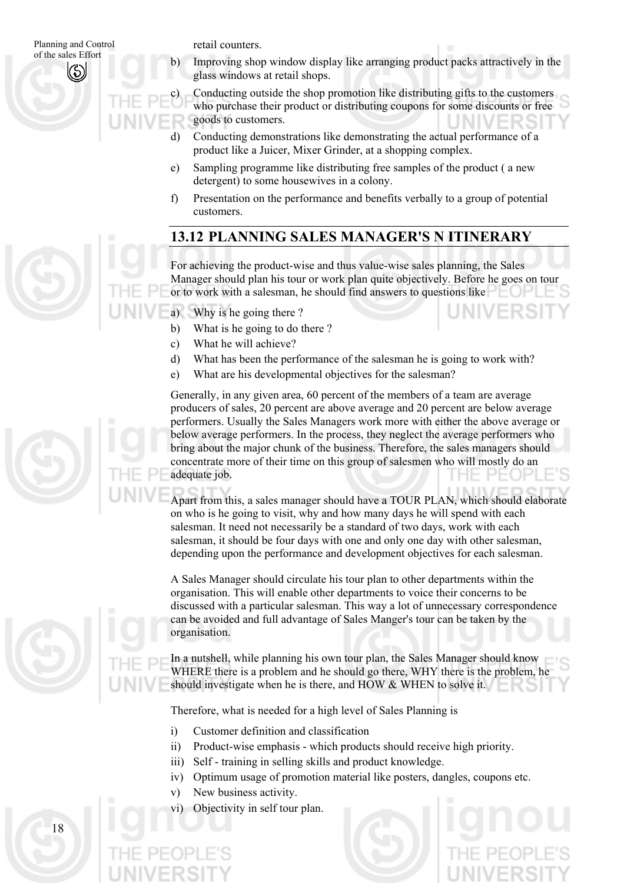retail counters.

b) Improving shop window display like arranging product packs attractively in the glass windows at retail shops.

c) Conducting outside the shop promotion like distributing gifts to the customers who purchase their product or distributing coupons for some discounts or free goods to customers.

d) Conducting demonstrations like demonstrating the actual performance of a product like a Juicer, Mixer Grinder, at a shopping complex.

e) Sampling programme like distributing free samples of the product ( a new detergent) to some housewives in a colony.

f) Presentation on the performance and benefits verbally to a group of potential customers.

## 13.12 PLANNING SALES MANAGER'S N ITINERARY

For achieving the product-wise and thus value-wise sales planning, the Sales Manager should plan his tour or work plan quite objectively. Before he goes on tour or to work with a salesman, he should find answers to questions like

a) Why is he going there ?

b) What is he going to do there ?

c) What he will achieve?

d) What has been the performance of the salesman he is going to work with?

e) What are his developmental objectives for the salesman?

Generally, in any given area, 60 percent of the members of a team are average producers of sales, 20 percent are above average and 20 percent are below average performers. Usually the Sales Managers work more with either the above average or below average performers. In the process, they neglect the average performers who bring about the major chunk of the business. Therefore, the sales managers should concentrate more of their time on this group of salesmen who will mostly do an adequate job.

Apart from this, a sales manager should have a TOUR PLAN, which should elaborate on who is he going to visit, why and how many days he will spend with each salesman. It need not necessarily be a standard of two days, work with each salesman, it should be four days with one and only one day with other salesman, depending upon the performance and development objectives for each salesman.

A Sales Manager should circulate his tour plan to other departments within the organisation. This will enable other departments to voice their concerns to be discussed with a particular salesman. This way a lot of unnecessary correspondence can be avoided and full advantage of Sales Manger's tour can be taken by the organisation.

In a nutshell, while planning his own tour plan, the Sales Manager should know WHERE there is a problem and he should go there, WHY there is the problem, he should investigate when he is there, and HOW & WHEN to solve it.

Therefore, what is needed for a high level of Sales Planning is

i) Customer definition and classification

ii) Product-wise emphasis - which products should receive high priority.

iii) Self - training in selling skills and product knowledge.

iv) Optimum usage of promotion material like posters, dangles, coupons etc.

v) New business activity.

vi) Objectivity in self tour plan.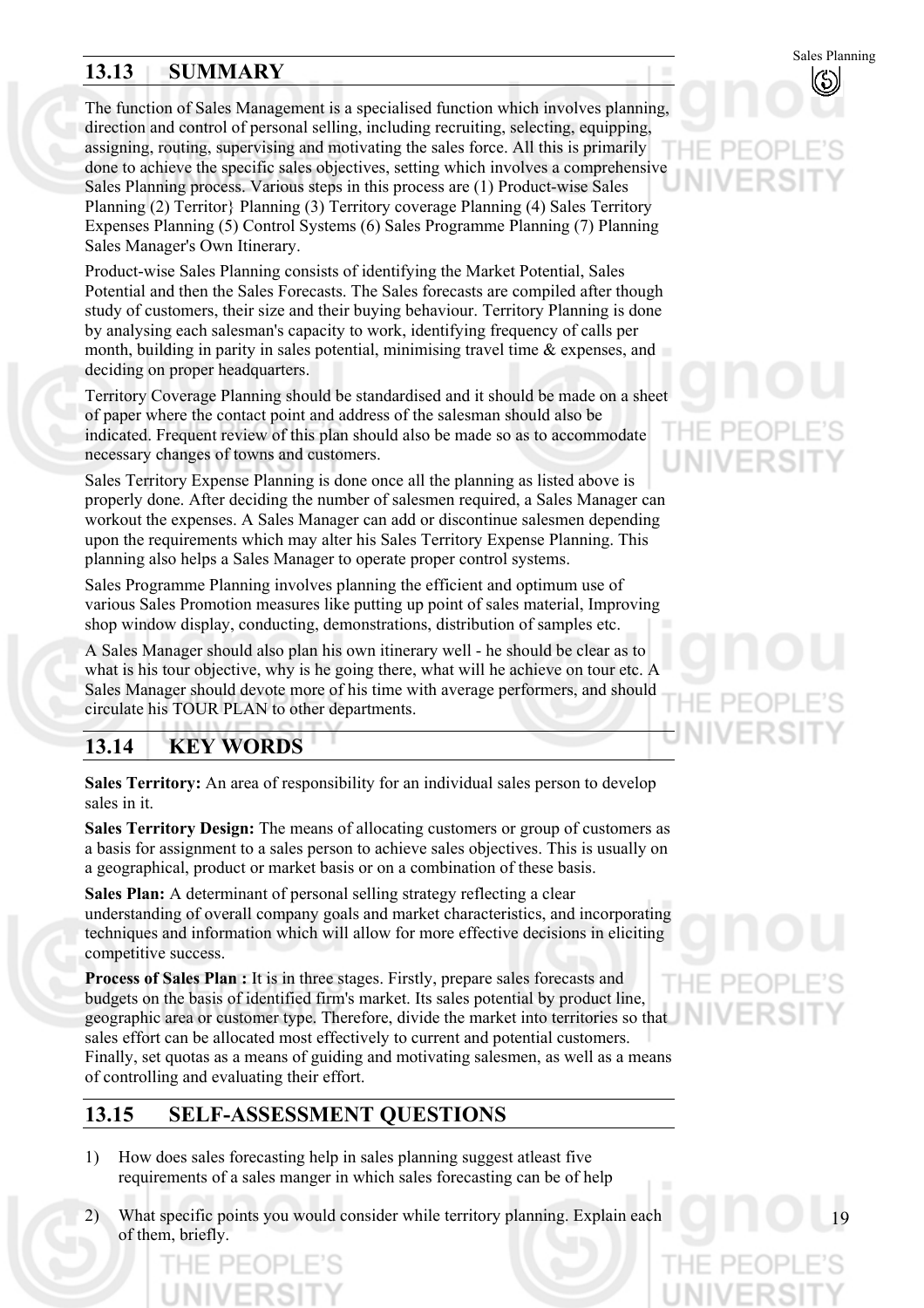## 13.13 SUMMARY

The function of Sales Management is a specialised function which involves planning, direction and control of personal selling, including recruiting, selecting, equipping, assigning, routing, supervising and motivating the sales force. All this is primarily done to achieve the specific sales objectives, setting which involves a comprehensive Sales Planning process. Various steps in this process are (1) Product-wise Sales Planning (2) Territor} Planning (3) Territory coverage Planning (4) Sales Territory Expenses Planning (5) Control Systems (6) Sales Programme Planning (7) Planning Sales Manager's Own Itinerary.

Product-wise Sales Planning consists of identifying the Market Potential, Sales Potential and then the Sales Forecasts. The Sales forecasts are compiled after though study of customers, their size and their buying behaviour. Territory Planning is done by analysing each salesman's capacity to work, identifying frequency of calls per month, building in parity in sales potential, minimising travel time & expenses, and deciding on proper headquarters.

Territory Coverage Planning should be standardised and it should be made on a sheet of paper where the contact point and address of the salesman should also be indicated. Frequent review of this plan should also be made so as to accommodate necessary changes of towns and customers.

Sales Territory Expense Planning is done once all the planning as listed above is properly done. After deciding the number of salesmen required, a Sales Manager can workout the expenses. A Sales Manager can add or discontinue salesmen depending upon the requirements which may alter his Sales Territory Expense Planning. This planning also helps a Sales Manager to operate proper control systems.

Sales Programme Planning involves planning the efficient and optimum use of various Sales Promotion measures like putting up point of sales material, Improving shop window display, conducting, demonstrations, distribution of samples etc.

A Sales Manager should also plan his own itinerary well - he should be clear as to what is his tour objective, why is he going there, what will he achieve on tour etc. A Sales Manager should devote more of his time with average performers, and should circulate his TOUR PLAN to other departments.

## 13.14 KEY WORDS

**Sales Territory:** An area of responsibility for an individual sales person to develop sales in it.

**Sales Territory Design:** The means of allocating customers or group of customers as a basis for assignment to a sales person to achieve sales objectives. This is usually on a geographical, product or market basis or on a combination of these basis.

**Sales Plan:** A determinant of personal selling strategy reflecting a clear understanding of overall company goals and market characteristics, and incorporating techniques and information which will allow for more effective decisions in eliciting competitive success.

**Process of Sales Plan :** It is in three stages. Firstly, prepare sales forecasts and budgets on the basis of identified firm's market. Its sales potential by product line, geographic area or customer type. Therefore, divide the market into territories so that sales effort can be allocated most effectively to current and potential customers. Finally, set quotas as a means of guiding and motivating salesmen, as well as a means of controlling and evaluating their effort.

## 13.15 SELF-ASSESSMENT QUESTIONS

1) How does sales forecasting help in sales planning suggest atleast five requirements of a sales manger in which sales forecasting can be of help

2) What specific points you would consider while territory planning. Explain each of them, briefly.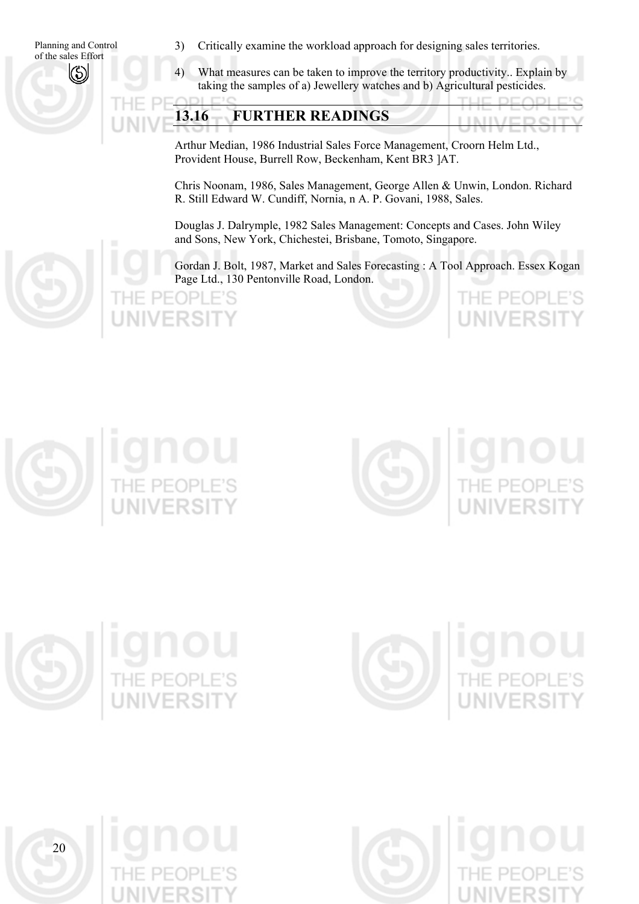3) Critically examine the workload approach for designing sales territories.

4) What measures can be taken to improve the territory productivity.. Explain by taking the samples of a) Jewellery watches and b) Agricultural pesticides.

## 13.16 FURTHER READINGS

Arthur Median, 1986 Industrial Sales Force Management, Croorn Helm Ltd., Provident House, Burrell Row, Beckenham, Kent BR3 ]AT.

Chris Noonam, 1986, Sales Management, George Allen & Unwin, London. Richard R. Still Edward W. Cundiff, Nornia, n A. P. Govani, 1988, Sales.

Douglas J. Dalrymple, 1982 Sales Management: Concepts and Cases. John Wiley and Sons, New York, Chichestei, Brisbane, Tomoto, Singapore.

Gordan J. Bolt, 1987, Market and Sales Forecasting : A Tool Approach. Essex Kogan Page Ltd., 130 Pentonville Road, London.